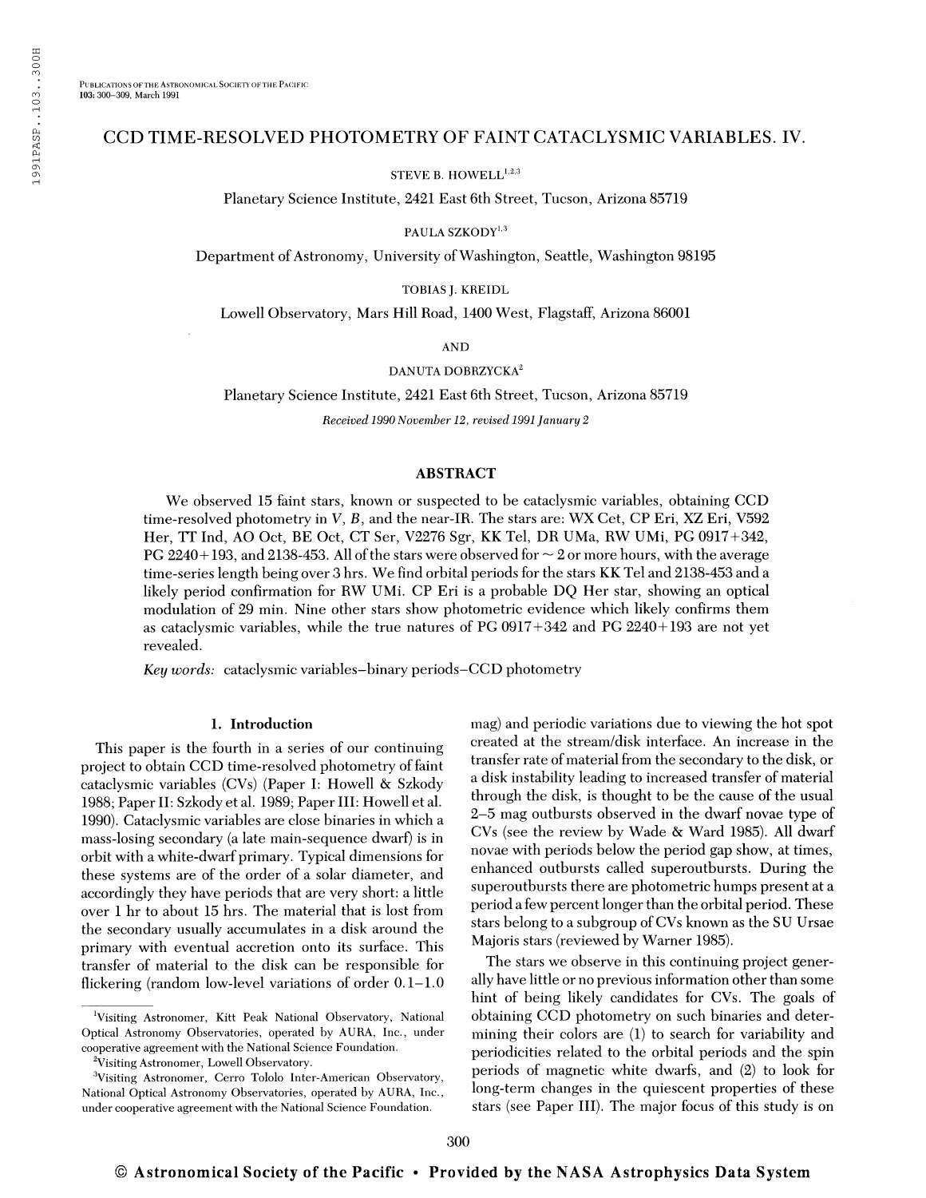# CCD TIME-RESOLVED PHOTOMETRY OF FAINT CATACLYSMIC VARIABLES. IV.

STEVE B. HOWELL[1,2,3]

Planetary Science Institute, 2421 East 6th Street, Tucson, Arizona 85719

PAULA SZKODY[1,3]

Department of Astronomy, University of Washington, Seattle, Washington 98195

TOBIAS J. KREIDL

Lowell Observatory, Mars Hill Road, 1400 West, Flagstaff, Arizona 86001

AND

DANUTA DOBRZYCKA[2]

Planetary Science Institute, 2421 East 6th Street, Tucson, Arizona 85719

*Received 1990 November 12, revised 1991 January 2*

## ABSTRACT

We observed 15 faint stars, known or suspected to be cataclysmic variables, obtaining CCD time-resolved photometry in V, B, and the near-IR. The stars are: WX Cet, CP Eri, XZ Eri, V592 Her, TT Ind, AO Oct, BE Oct, CT Ser, V2276 Sgr, KK Tel, DR UMa, RW UMi, PG 0917+342, PG 2240+193, and 2138-453. All of the stars were observed for ~ 2 or more hours, with the average time-series length being over 3 hrs. We find orbital periods for the stars KK Tel and 2138-453 and a likely period confirmation for RW UMi. CP Eri is a probable DQ Her star, showing an optical modulation of 29 min. Nine other stars show photometric evidence which likely confirms them as cataclysmic variables, while the true natures of PG 0917+342 and PG 2240+193 are not yet revealed.

*Key words:* cataclysmic variables–binary periods–CCD photometry

## 1. Introduction

This paper is the fourth in a series of our continuing project to obtain CCD time-resolved photometry of faint cataclysmic variables (CVs) (Paper I: Howell & Szkody 1988; Paper II: Szkody et al. 1989; Paper III: Howell et al. 1990). Cataclysmic variables are close binaries in which a mass-losing secondary (a late main-sequence dwarf) is in orbit with a white-dwarf primary. Typical dimensions for these systems are of the order of a solar diameter, and accordingly they have periods that are very short: a little over 1 hr to about 15 hrs. The material that is lost from the secondary usually accumulates in a disk around the primary with eventual accretion onto its surface. This transfer of material to the disk can be responsible for flickering (random low-level variations of order 0.1–1.0 mag) and periodic variations due to viewing the hot spot created at the stream/disk interface. An increase in the transfer rate of material from the secondary to the disk, or a disk instability leading to increased transfer of material through the disk, is thought to be the cause of the usual 2–5 mag outbursts observed in the dwarf novae type of CVs (see the review by Wade & Ward 1985). All dwarf novae with periods below the period gap show, at times, enhanced outbursts called superoutbursts. During the superoutbursts there are photometric humps present at a period a few percent longer than the orbital period. These stars belong to a subgroup of CVs known as the SU Ursae Majoris stars (reviewed by Warner 1985).

The stars we observe in this continuing project generally have little or no previous information other than some hint of being likely candidates for CVs. The goals of obtaining CCD photometry on such binaries and determining their colors are (1) to search for variability and periodicities related to the orbital periods and the spin periods of magnetic white dwarfs, and (2) to look for long-term changes in the quiescent properties of these stars (see Paper III). The major focus of this study is on

---

[1]Visiting Astronomer, Kitt Peak National Observatory, National Optical Astronomy Observatories, operated by AURA, Inc., under cooperative agreement with the National Science Foundation.

[2]Visiting Astronomer, Lowell Observatory.

[3]Visiting Astronomer, Cerro Tololo Inter-American Observatory, National Optical Astronomy Observatories, operated by AURA, Inc., under cooperative agreement with the National Science Foundation.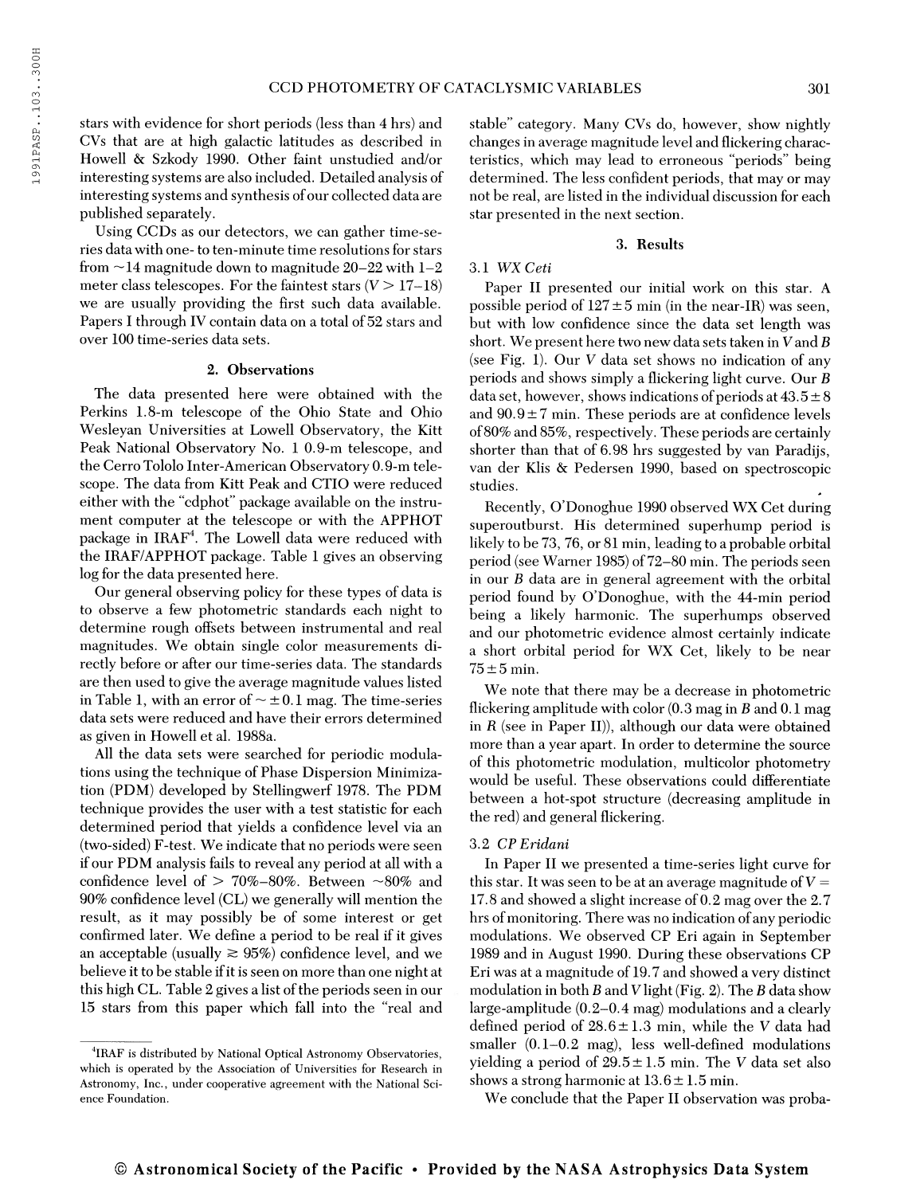stars with evidence for short periods (less than 4 hrs) and CVs that are at high galactic latitudes as described in Howell & Szkody 1990. Other faint unstudied and/or interesting systems are also included. Detailed analysis of interesting systems and synthesis of our collected data are published separately.

Using CCDs as our detectors, we can gather time-series data with one- to ten-minute time resolutions for stars from ~14 magnitude down to magnitude 20–22 with 1–2 meter class telescopes. For the faintest stars ($V > 17$–$18$) we are usually providing the first such data available. Papers I through IV contain data on a total of 52 stars and over 100 time-series data sets.

## 2. Observations

The data presented here were obtained with the Perkins 1.8-m telescope of the Ohio State and Ohio Wesleyan Universities at Lowell Observatory, the Kitt Peak National Observatory No. 1 0.9-m telescope, and the Cerro Tololo Inter-American Observatory 0.9-m telescope. The data from Kitt Peak and CTIO were reduced either with the "cdphot" package available on the instrument computer at the telescope or with the APPHOT package in IRAF[4]. The Lowell data were reduced with the IRAF/APPHOT package. Table 1 gives an observing log for the data presented here.

Our general observing policy for these types of data is to observe a few photometric standards each night to determine rough offsets between instrumental and real magnitudes. We obtain single color measurements directly before or after our time-series data. The standards are then used to give the average magnitude values listed in Table 1, with an error of ~±0.1 mag. The time-series data sets were reduced and have their errors determined as given in Howell et al. 1988a.

All the data sets were searched for periodic modulations using the technique of Phase Dispersion Minimization (PDM) developed by Stellingwerf 1978. The PDM technique provides the user with a test statistic for each determined period that yields a confidence level via an (two-sided) F-test. We indicate that no periods were seen if our PDM analysis fails to reveal any period at all with a confidence level of > 70%–80%. Between ~80% and 90% confidence level (CL) we generally will mention the result, as it may possibly be of some interest or get confirmed later. We define a period to be real if it gives an acceptable (usually ≳ 95%) confidence level, and we believe it to be stable if it is seen on more than one night at this high CL. Table 2 gives a list of the periods seen in our 15 stars from this paper which fall into the "real and stable" category. Many CVs do, however, show nightly changes in average magnitude level and flickering characteristics, which may lead to erroneous "periods" being determined. The less confident periods, that may or may not be real, are listed in the individual discussion for each star presented in the next section.

[4]IRAF is distributed by National Optical Astronomy Observatories, which is operated by the Association of Universities for Research in Astronomy, Inc., under cooperative agreement with the National Science Foundation.

## 3. Results

### 3.1 *WX Ceti*

Paper II presented our initial work on this star. A possible period of 127±5 min (in the near-IR) was seen, but with low confidence since the data set length was short. We present here two new data sets taken in $V$ and $B$ (see Fig. 1). Our $V$ data set shows no indication of any periods and shows simply a flickering light curve. Our $B$ data set, however, shows indications of periods at 43.5±8 and 90.9±7 min. These periods are at confidence levels of 80% and 85%, respectively. These periods are certainly shorter than that of 6.98 hrs suggested by van Paradijs, van der Klis & Pedersen 1990, based on spectroscopic studies.

Recently, O'Donoghue 1990 observed WX Cet during superoutburst. His determined superhump period is likely to be 73, 76, or 81 min, leading to a probable orbital period (see Warner 1985) of 72–80 min. The periods seen in our $B$ data are in general agreement with the orbital period found by O'Donoghue, with the 44-min period being a likely harmonic. The superhumps observed and our photometric evidence almost certainly indicate a short orbital period for WX Cet, likely to be near 75±5 min.

We note that there may be a decrease in photometric flickering amplitude with color (0.3 mag in $B$ and 0.1 mag in $R$ (see in Paper II)), although our data were obtained more than a year apart. In order to determine the source of this photometric modulation, multicolor photometry would be useful. These observations could differentiate between a hot-spot structure (decreasing amplitude in the red) and general flickering.

### 3.2 *CP Eridani*

In Paper II we presented a time-series light curve for this star. It was seen to be at an average magnitude of $V$ = 17.8 and showed a slight increase of 0.2 mag over the 2.7 hrs of monitoring. There was no indication of any periodic modulations. We observed CP Eri again in September 1989 and in August 1990. During these observations CP Eri was at a magnitude of 19.7 and showed a very distinct modulation in both $B$ and $V$ light (Fig. 2). The $B$ data show large-amplitude (0.2–0.4 mag) modulations and a clearly defined period of 28.6±1.3 min, while the $V$ data had smaller (0.1–0.2 mag), less well-defined modulations yielding a period of 29.5±1.5 min. The $V$ data set also shows a strong harmonic at 13.6±1.5 min.

We conclude that the Paper II observation was proba-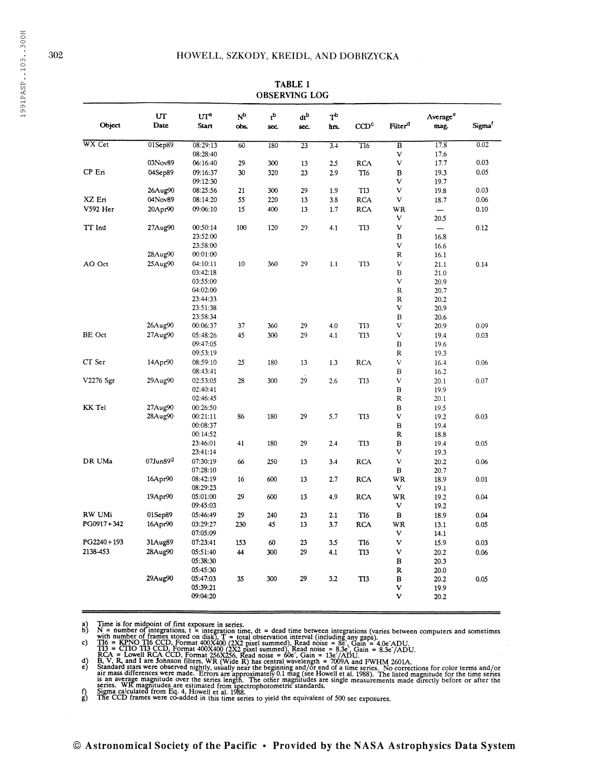TABLE 1
OBSERVING LOG

| Object | UT Date | UT[a] Start | N[b] obs. | t[b] sec. | dt[b] sec. | T[b] hrs. | CCD[c] | Filter[d] | Average[e] mag. | Sigma[f] |
|---|---|---|---|---|---|---|---|---|---|---|
| WX Cet | 01Sep89 | 08:29:13 | 60 | 180 | 23 | 3.4 | TI6 | B | 17.8 | 0.02 |
| | | 08:28:40 | | | | | | V | 17.6 | |
| | 03Nov89 | 06:16:40 | 29 | 300 | 13 | 2.5 | RCA | V | 17.7 | 0.03 |
| CP Eri | 04Sep89 | 09:16:37 | 30 | 320 | 23 | 2.9 | TI6 | B | 19.3 | 0.05 |
| | | 09:12:30 | | | | | | V | 19.7 | |
| | 26Aug90 | 08:25:56 | 21 | 300 | 29 | 1.9 | TI3 | V | 19.8 | 0.03 |
| XZ Eri | 04Nov89 | 08:14:20 | 55 | 220 | 13 | 3.8 | RCA | V | 18.7 | 0.06 |
| V592 Her | 20Apr90 | 09:06:10 | 15 | 400 | 13 | 1.7 | RCA | WR | — | 0.10 |
| | | | | | | | | V | 20.5 | |
| TT Ind | 27Aug90 | 00:50:14 | 100 | 120 | 29 | 4.1 | TI3 | V | — | 0.12 |
| | | 23:52:00 | | | | | | B | 16.8 | |
| | | 23:58:00 | | | | | | V | 16.6 | |
| | 28Aug90 | 00:01:00 | | | | | | R | 16.1 | |
| AO Oct | 25Aug90 | 04:10:11 | 10 | 360 | 29 | 1.1 | TI3 | V | 21.1 | 0.14 |
| | | 03:42:18 | | | | | | B | 21.0 | |
| | | 03:55:00 | | | | | | V | 20.9 | |
| | | 04:02:00 | | | | | | R | 20.7 | |
| | | 23:44:33 | | | | | | R | 20.2 | |
| | | 23:51:38 | | | | | | V | 20.9 | |
| | | 23:58:34 | | | | | | B | 20.6 | |
| | 26Aug90 | 00:06:37 | 37 | 360 | 29 | 4.0 | TI3 | V | 20.9 | 0.09 |
| BE Oct | 27Aug90 | 05:48:26 | 45 | 300 | 29 | 4.1 | TI3 | V | 19.4 | 0.03 |
| | | 09:47:05 | | | | | | B | 19.6 | |
| | | 09:53:19 | | | | | | R | 19.3 | |
| CT Ser | 14Apr90 | 08:59:10 | 25 | 180 | 13 | 1.3 | RCA | V | 16.4 | 0.06 |
| | | 08:43:41 | | | | | | B | 16.2 | |
| V2276 Sgr | 29Aug90 | 02:53:05 | 28 | 300 | 29 | 2.6 | TI3 | V | 20.1 | 0.07 |
| | | 02:40:41 | | | | | | B | 19.9 | |
| | | 02:46:45 | | | | | | R | 20.1 | |
| KK Tel | 27Aug90 | 00:26:50 | | | | | | B | 19.5 | |
| | 28Aug90 | 00:21:11 | 86 | 180 | 29 | 5.7 | TI3 | V | 19.2 | 0.03 |
| | | 00:08:37 | | | | | | B | 19.4 | |
| | | 00:14:52 | | | | | | R | 18.8 | |
| | | 23:46:01 | 41 | 180 | 29 | 2.4 | TI3 | B | 19.4 | 0.05 |
| | | 23:41:14 | | | | | | V | 19.3 | |
| DR UMa | 07Jun89[g] | 07:30:19 | 66 | 250 | 13 | 3.4 | RCA | V | 20.2 | 0.06 |
| | | 07:28:10 | | | | | | B | 20.7 | |
| | 16Apr90 | 08:42:19 | 16 | 600 | 13 | 2.7 | RCA | WR | 18.9 | 0.01 |
| | | 08:29:23 | | | | | | V | 19.1 | |
| | 19Apr90 | 05:01:00 | 29 | 600 | 13 | 4.9 | RCA | WR | 19.2 | 0.04 |
| | | 09:45:03 | | | | | | V | 19.2 | |
| RW UMi | 01Sep89 | 05:46:49 | 29 | 240 | 23 | 2.1 | TI6 | B | 18.9 | 0.04 |
| PG0917+342 | 16Apr90 | 03:29:27 | 230 | 45 | 13 | 3.7 | RCA | WR | 13.1 | 0.05 |
| | | 07:05:09 | | | | | | V | 14.1 | |
| PG2240+193 | 31Aug89 | 07:23:41 | 153 | 60 | 23 | 3.5 | TI6 | V | 15.9 | 0.03 |
| 2138-453 | 28Aug90 | 05:51:40 | 44 | 300 | 29 | 4.1 | TI3 | V | 20.2 | 0.06 |
| | | 05:38:30 | | | | | | B | 20.3 | |
| | | 05:45:30 | | | | | | R | 20.0 | |
| | 29Aug90 | 05:47:03 | 35 | 300 | 29 | 3.2 | TI3 | B | 20.2 | 0.05 |
| | | 05:39:21 | | | | | | V | 19.9 | |
| | | 09:04:20 | | | | | | V | 20.2 | |

a) Time is for midpoint of first exposure in series.
b) N = number of integrations, t = integration time, dt = dead time between integrations (varies between computers and sometimes with number of frames stored on disk), T = total observation interval (including any gaps).
c) TI6 = KPNO TI6 CCD, Format 400X400 (2X2 pixel summed), Read noise = 8e⁻, Gain = 4.0e⁻ADU.
TI3 = CTIO TI3 CCD, Format 400X400 (2X2 pixel summed), Read noise = 8.3e⁻, Gain = 8.3e⁻/ADU.
RCA = Lowell RCA CCD, Format 256X256, Read noise = 60e⁻, Gain = 13e⁻/ADU.
d) B, V, R, and I are Johnson filters, WR (Wide R) has central wavelength = 7009A and FWHM 2601A.
e) Standard stars were observed nightly, usually near the beginning and/or end of a time series. No corrections for color terms and/or air mass differences were made. Errors are approximately 0.1 mag (see Howell et al. 1988). The listed magnitude for the time series is an average magnitude over the series length. The other magnitudes are single measurements made directly before or after the series. WR magnitudes are estimated from spectrophotometric standards.
f) Sigma calculated from Eq. 4, Howell et al. 1988.
g) The CCD frames were co-added in this time series to yield the equivalent of 500 sec exposures.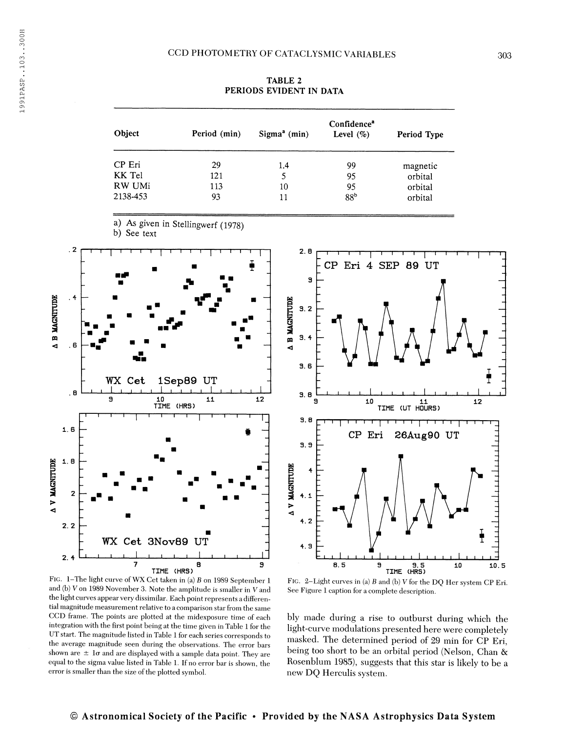TABLE 2
PERIODS EVIDENT IN DATA

| Object | Period (min) | Sigma[a] (min) | Confidence[a] Level (%) | Period Type |
|---|---|---|---|---|
| CP Eri | 29 | 1.4 | 99 | magnetic |
| KK Tel | 121 | 5 | 95 | orbital |
| RW UMi | 113 | 10 | 95 | orbital |
| 2138-453 | 93 | 11 | 88[b] | orbital |

a) As given in Stellingwerf (1978)
b) See text

FIG. 1–The light curve of WX Cet taken in (a) $B$ on 1989 September 1 and (b) $V$ on 1989 November 3. Note the amplitude is smaller in $V$ and the light curves appear very dissimilar. Each point represents a differential magnitude measurement relative to a comparison star from the same CCD frame. The points are plotted at the midexposure time of each integration with the first point being at the time given in Table 1 for the UT start. The magnitude listed in Table 1 for each series corresponds to the average magnitude seen during the observations. The error bars shown are $\pm 1\sigma$ and are displayed with a sample data point. They are equal to the sigma value listed in Table 1. If no error bar is shown, the error is smaller than the size of the plotted symbol.

FIG. 2–Light curves in (a) $B$ and (b) $V$ for the DQ Her system CP Eri. See Figure 1 caption for a complete description.

bly made during a rise to outburst during which the light-curve modulations presented here were completely masked. The determined period of 29 min for CP Eri, being too short to be an orbital period (Nelson, Chan & Rosenblum 1985), suggests that this star is likely to be a new DQ Herculis system.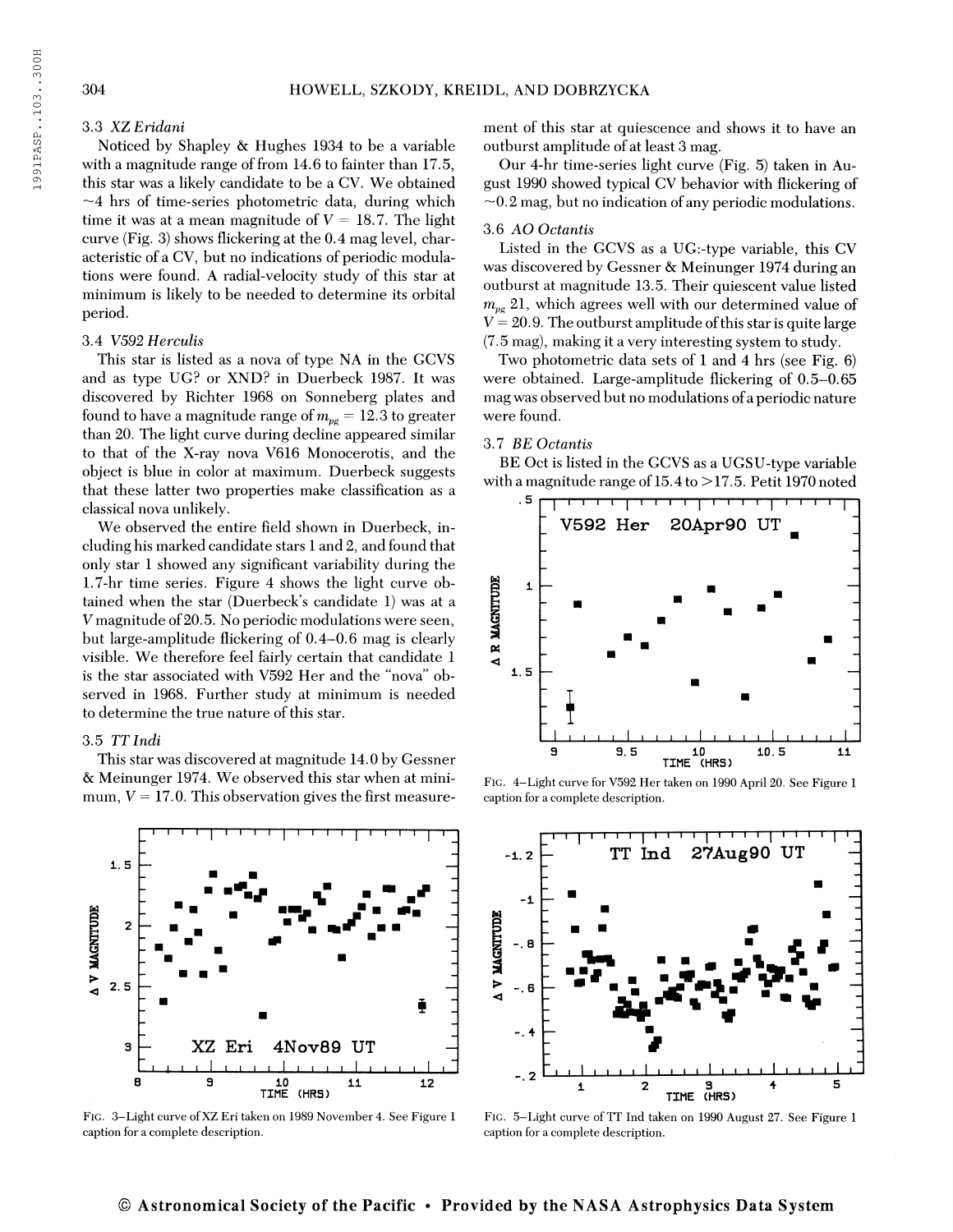### 3.3 *XZ Eridani*

Noticed by Shapley & Hughes 1934 to be a variable with a magnitude range of from 14.6 to fainter than 17.5, this star was a likely candidate to be a CV. We obtained ~4 hrs of time-series photometric data, during which time it was at a mean magnitude of $V = 18.7$. The light curve (Fig. 3) shows flickering at the 0.4 mag level, characteristic of a CV, but no indications of periodic modulations were found. A radial-velocity study of this star at minimum is likely to be needed to determine its orbital period.

### 3.4 *V592 Herculis*

This star is listed as a nova of type NA in the GCVS and as type UG? or XND? in Duerbeck 1987. It was discovered by Richter 1968 on Sonneberg plates and found to have a magnitude range of $m_{pg} = 12.3$ to greater than 20. The light curve during decline appeared similar to that of the X-ray nova V616 Monocerotis, and the object is blue in color at maximum. Duerbeck suggests that these latter two properties make classification as a classical nova unlikely.

We observed the entire field shown in Duerbeck, including his marked candidate stars 1 and 2, and found that only star 1 showed any significant variability during the 1.7-hr time series. Figure 4 shows the light curve obtained when the star (Duerbeck's candidate 1) was at a $V$ magnitude of 20.5. No periodic modulations were seen, but large-amplitude flickering of 0.4–0.6 mag is clearly visible. We therefore feel fairly certain that candidate 1 is the star associated with V592 Her and the "nova" observed in 1968. Further study at minimum is needed to determine the true nature of this star.

### 3.5 *TT Indi*

This star was discovered at magnitude 14.0 by Gessner & Meinunger 1974. We observed this star when at minimum, $V = 17.0$. This observation gives the first measurement of this star at quiescence and shows it to have an outburst amplitude of at least 3 mag.

Our 4-hr time-series light curve (Fig. 5) taken in August 1990 showed typical CV behavior with flickering of ~0.2 mag, but no indication of any periodic modulations.

### 3.6 *AO Octantis*

Listed in the GCVS as a UG:-type variable, this CV was discovered by Gessner & Meinunger 1974 during an outburst at magnitude 13.5. Their quiescent value listed $m_{pg}$ 21, which agrees well with our determined value of $V = 20.9$. The outburst amplitude of this star is quite large (7.5 mag), making it a very interesting system to study.

Two photometric data sets of 1 and 4 hrs (see Fig. 6) were obtained. Large-amplitude flickering of 0.5–0.65 mag was observed but no modulations of a periodic nature were found.

### 3.7 *BE Octantis*

BE Oct is listed in the GCVS as a UGSU-type variable with a magnitude range of 15.4 to >17.5. Petit 1970 noted

FIG. 4–Light curve for V592 Her taken on 1990 April 20. See Figure 1 caption for a complete description.

FIG. 3–Light curve of XZ Eri taken on 1989 November 4. See Figure 1 caption for a complete description.

FIG. 5–Light curve of TT Ind taken on 1990 August 27. See Figure 1 caption for a complete description.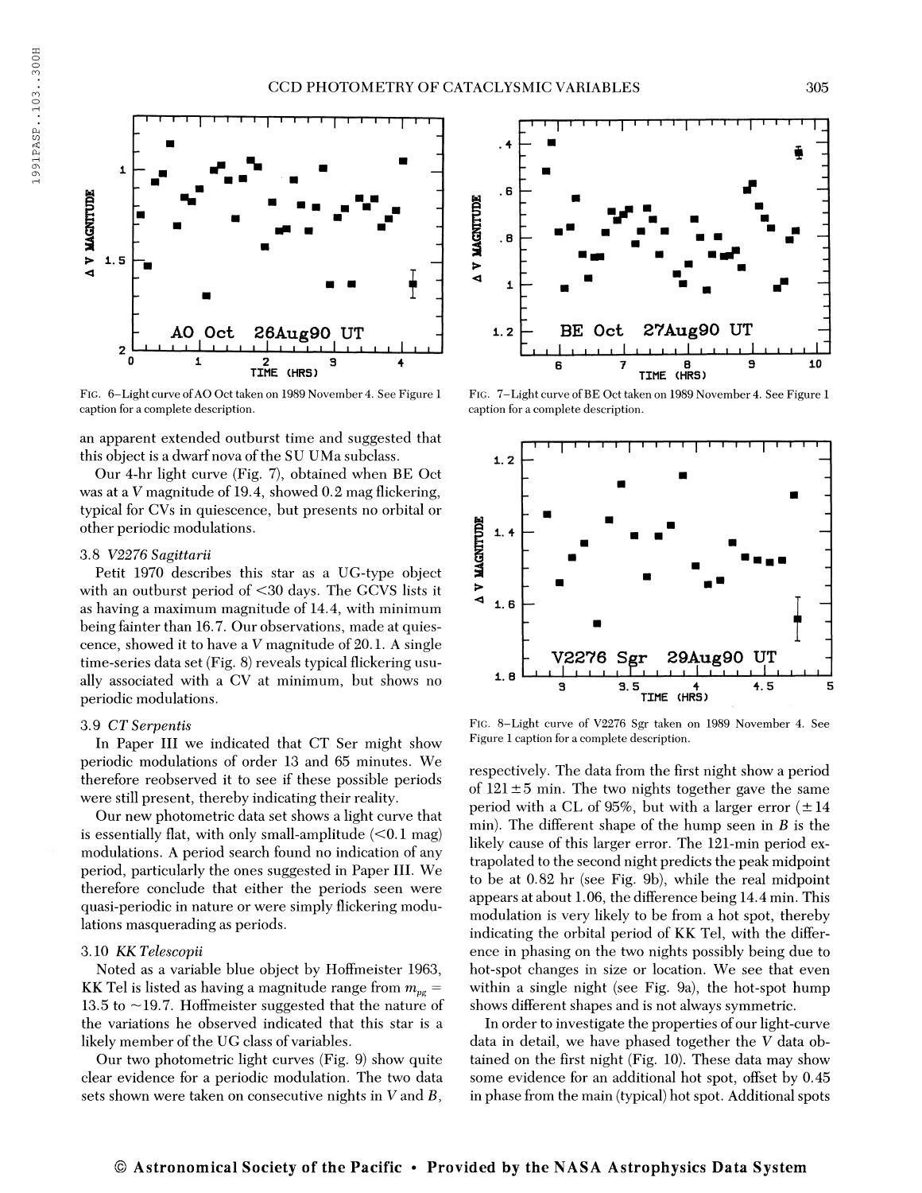FIG. 6–Light curve of AO Oct taken on 1989 November 4. See Figure 1 caption for a complete description.

FIG. 7–Light curve of BE Oct taken on 1989 November 4. See Figure 1 caption for a complete description.

an apparent extended outburst time and suggested that this object is a dwarf nova of the SU UMa subclass.

Our 4-hr light curve (Fig. 7), obtained when BE Oct was at a $V$ magnitude of 19.4, showed 0.2 mag flickering, typical for CVs in quiescence, but presents no orbital or other periodic modulations.

### 3.8 *V2276 Sagittarii*

Petit 1970 describes this star as a UG-type object with an outburst period of <30 days. The GCVS lists it as having a maximum magnitude of 14.4, with minimum being fainter than 16.7. Our observations, made at quiescence, showed it to have a $V$ magnitude of 20.1. A single time-series data set (Fig. 8) reveals typical flickering usually associated with a CV at minimum, but shows no periodic modulations.

### 3.9 *CT Serpentis*

In Paper III we indicated that CT Ser might show periodic modulations of order 13 and 65 minutes. We therefore reobserved it to see if these possible periods were still present, thereby indicating their reality.

Our new photometric data set shows a light curve that is essentially flat, with only small-amplitude (<0.1 mag) modulations. A period search found no indication of any period, particularly the ones suggested in Paper III. We therefore conclude that either the periods seen were quasi-periodic in nature or were simply flickering modulations masquerading as periods.

### 3.10 *KK Telescopii*

Noted as a variable blue object by Hoffmeister 1963, KK Tel is listed as having a magnitude range from $m_{pg}$ = 13.5 to ~19.7. Hoffmeister suggested that the nature of the variations he observed indicated that this star is a likely member of the UG class of variables.

Our two photometric light curves (Fig. 9) show quite clear evidence for a periodic modulation. The two data sets shown were taken on consecutive nights in $V$ and $B$,

FIG. 8–Light curve of V2276 Sgr taken on 1989 November 4. See Figure 1 caption for a complete description.

respectively. The data from the first night show a period of 121±5 min. The two nights together gave the same period with a CL of 95%, but with a larger error (±14 min). The different shape of the hump seen in $B$ is the likely cause of this larger error. The 121-min period extrapolated to the second night predicts the peak midpoint to be at 0.82 hr (see Fig. 9b), while the real midpoint appears at about 1.06, the difference being 14.4 min. This modulation is very likely to be from a hot spot, thereby indicating the orbital period of KK Tel, with the difference in phasing on the two nights possibly being due to hot-spot changes in size or location. We see that even within a single night (see Fig. 9a), the hot-spot hump shows different shapes and is not always symmetric.

In order to investigate the properties of our light-curve data in detail, we have phased together the $V$ data obtained on the first night (Fig. 10). These data may show some evidence for an additional hot spot, offset by 0.45 in phase from the main (typical) hot spot. Additional spots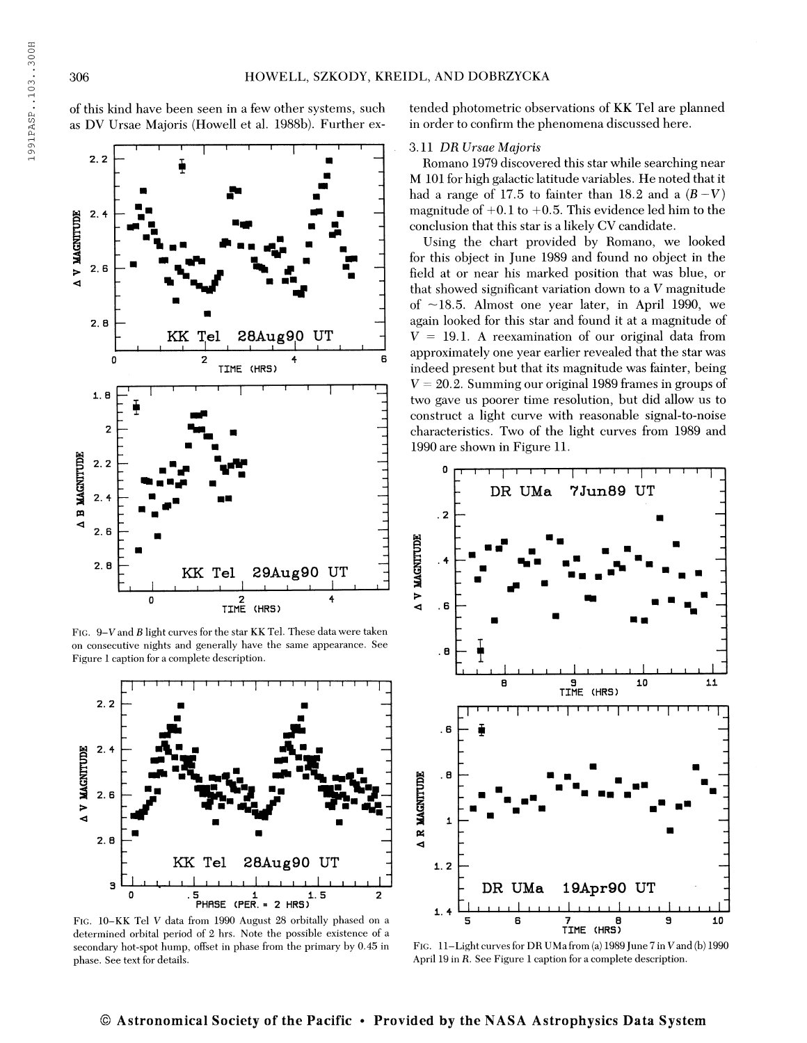of this kind have been seen in a few other systems, such as DV Ursae Majoris (Howell et al. 1988b). Further extended photometric observations of KK Tel are planned in order to confirm the phenomena discussed here.

FIG. 9–$V$ and $B$ light curves for the star KK Tel. These data were taken on consecutive nights and generally have the same appearance. See Figure 1 caption for a complete description.

FIG. 10–KK Tel $V$ data from 1990 August 28 orbitally phased on a determined orbital period of 2 hrs. Note the possible existence of a secondary hot-spot hump, offset in phase from the primary by 0.45 in phase. See text for details.

### 3.11 *DR Ursae Majoris*

Romano 1979 discovered this star while searching near M 101 for high galactic latitude variables. He noted that it had a range of 17.5 to fainter than 18.2 and a $(B-V)$ magnitude of $+0.1$ to $+0.5$. This evidence led him to the conclusion that this star is a likely CV candidate.

Using the chart provided by Romano, we looked for this object in June 1989 and found no object in the field at or near his marked position that was blue, or that showed significant variation down to a $V$ magnitude of $\sim$18.5. Almost one year later, in April 1990, we again looked for this star and found it at a magnitude of $V = 19.1$. A reexamination of our original data from approximately one year earlier revealed that the star was indeed present but that its magnitude was fainter, being $V = 20.2$. Summing our original 1989 frames in groups of two gave us poorer time resolution, but did allow us to construct a light curve with reasonable signal-to-noise characteristics. Two of the light curves from 1989 and 1990 are shown in Figure 11.

FIG. 11–Light curves for DR UMa from (a) 1989 June 7 in $V$ and (b) 1990 April 19 in $R$. See Figure 1 caption for a complete description.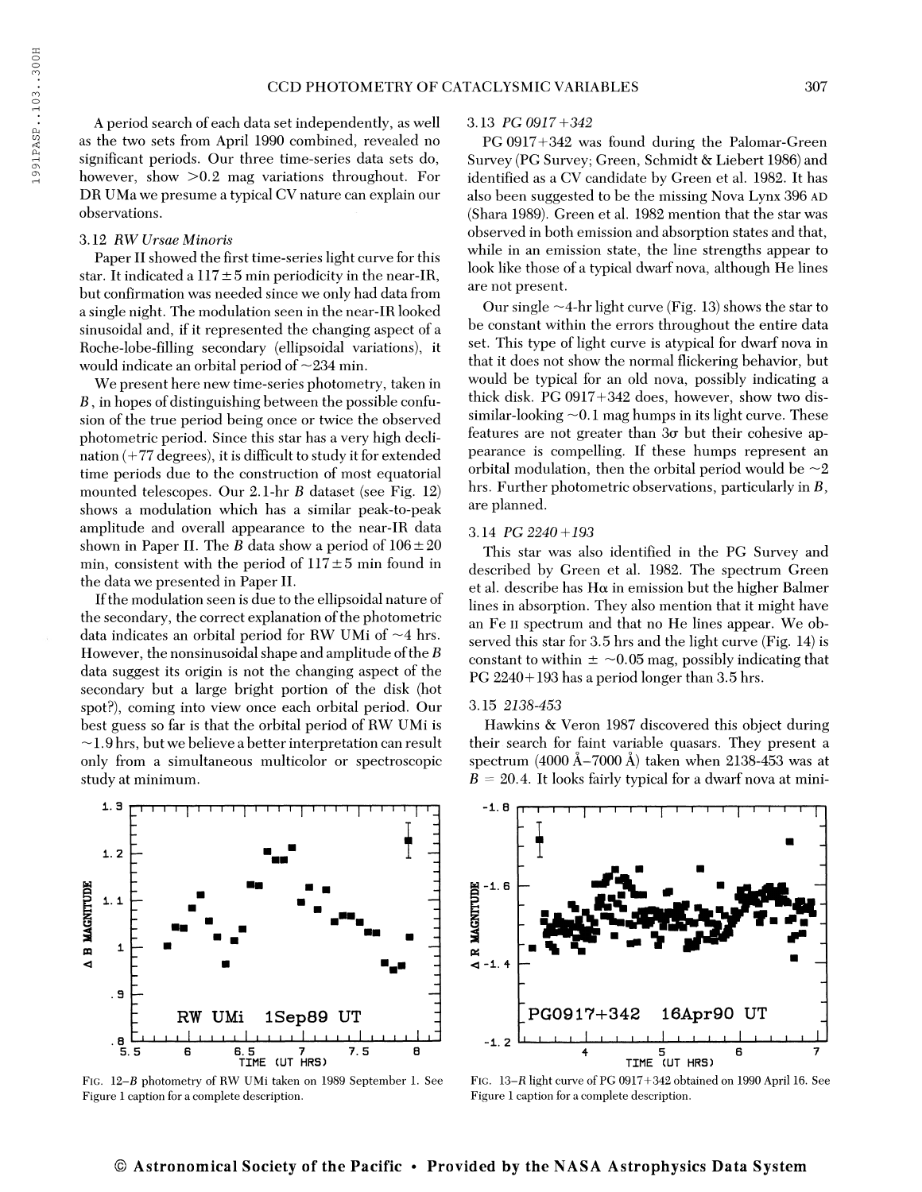A period search of each data set independently, as well as the two sets from April 1990 combined, revealed no significant periods. Our three time-series data sets do, however, show >0.2 mag variations throughout. For DR UMa we presume a typical CV nature can explain our observations.

### 3.12 *RW Ursae Minoris*

Paper II showed the first time-series light curve for this star. It indicated a $117 \pm 5$ min periodicity in the near-IR, but confirmation was needed since we only had data from a single night. The modulation seen in the near-IR looked sinusoidal and, if it represented the changing aspect of a Roche-lobe-filling secondary (ellipsoidal variations), it would indicate an orbital period of ~234 min.

We present here new time-series photometry, taken in $B$, in hopes of distinguishing between the possible confusion of the true period being once or twice the observed photometric period. Since this star has a very high declination (+77 degrees), it is difficult to study it for extended time periods due to the construction of most equatorial mounted telescopes. Our 2.1-hr $B$ dataset (see Fig. 12) shows a modulation which has a similar peak-to-peak amplitude and overall appearance to the near-IR data shown in Paper II. The $B$ data show a period of $106 \pm 20$ min, consistent with the period of $117 \pm 5$ min found in the data we presented in Paper II.

If the modulation seen is due to the ellipsoidal nature of the secondary, the correct explanation of the photometric data indicates an orbital period for RW UMi of ~4 hrs. However, the nonsinusoidal shape and amplitude of the $B$ data suggest its origin is not the changing aspect of the secondary but a large bright portion of the disk (hot spot?), coming into view once each orbital period. Our best guess so far is that the orbital period of RW UMi is ~1.9 hrs, but we believe a better interpretation can result only from a simultaneous multicolor or spectroscopic study at minimum.

FIG. 12–$B$ photometry of RW UMi taken on 1989 September 1. See Figure 1 caption for a complete description.

### 3.13 *PG 0917+342*

PG 0917+342 was found during the Palomar-Green Survey (PG Survey; Green, Schmidt & Liebert 1986) and identified as a CV candidate by Green et al. 1982. It has also been suggested to be the missing Nova Lynx 396 AD (Shara 1989). Green et al. 1982 mention that the star was observed in both emission and absorption states and that, while in an emission state, the line strengths appear to look like those of a typical dwarf nova, although He lines are not present.

Our single ~4-hr light curve (Fig. 13) shows the star to be constant within the errors throughout the entire data set. This type of light curve is atypical for dwarf nova in that it does not show the normal flickering behavior, but would be typical for an old nova, possibly indicating a thick disk. PG 0917+342 does, however, show two dissimilar-looking ~0.1 mag humps in its light curve. These features are not greater than $3\sigma$ but their cohesive appearance is compelling. If these humps represent an orbital modulation, then the orbital period would be ~2 hrs. Further photometric observations, particularly in $B$, are planned.

### 3.14 *PG 2240+193*

This star was also identified in the PG Survey and described by Green et al. 1982. The spectrum Green et al. describe has H$\alpha$ in emission but the higher Balmer lines in absorption. They also mention that it might have an Fe II spectrum and that no He lines appear. We observed this star for 3.5 hrs and the light curve (Fig. 14) is constant to within $\pm$ ~0.05 mag, possibly indicating that PG 2240+193 has a period longer than 3.5 hrs.

### 3.15 *2138-453*

Hawkins & Veron 1987 discovered this object during their search for faint variable quasars. They present a spectrum (4000 Å–7000 Å) taken when 2138-453 was at $B = 20.4$. It looks fairly typical for a dwarf nova at mini-

FIG. 13–$R$ light curve of PG 0917+342 obtained on 1990 April 16. See Figure 1 caption for a complete description.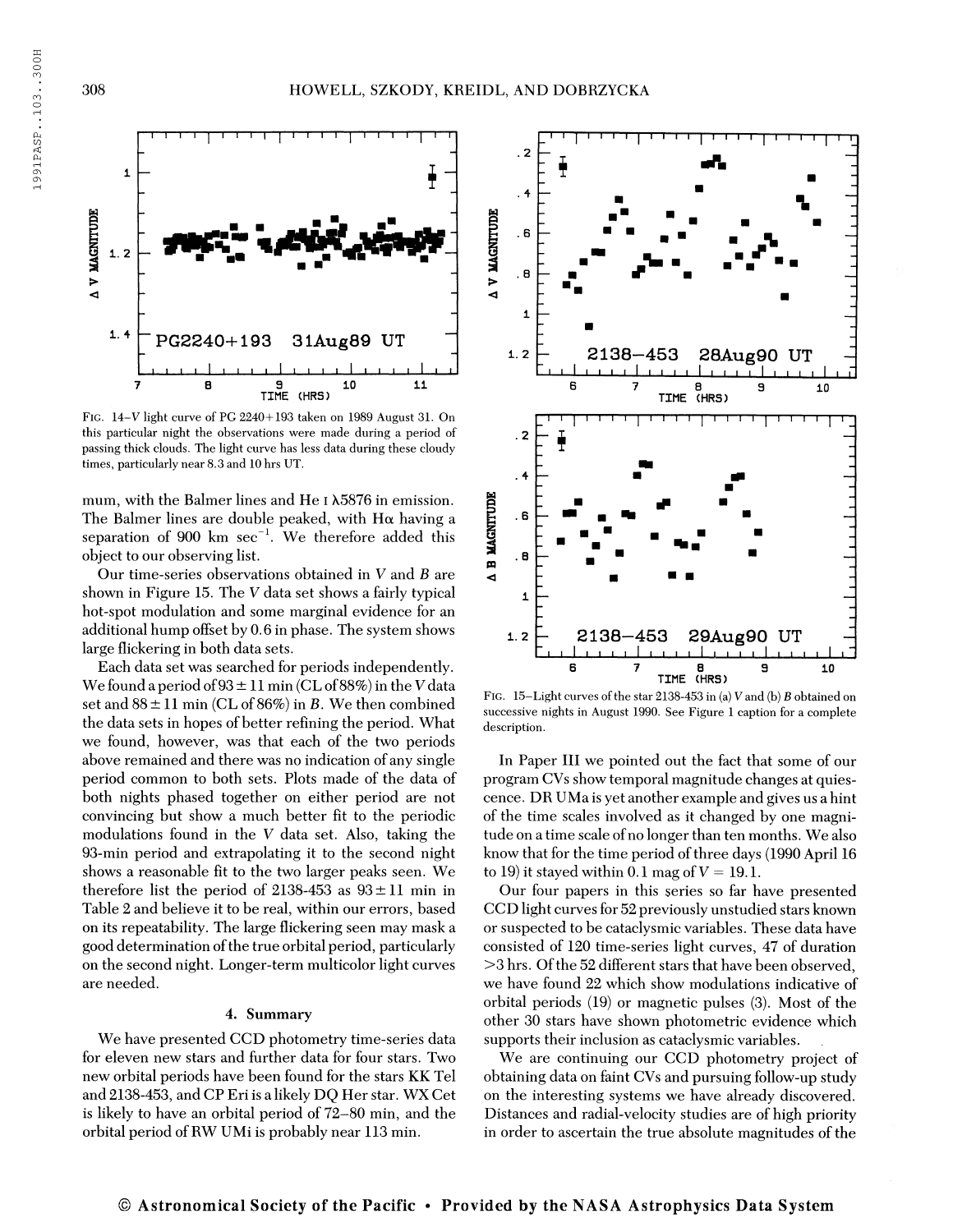FIG. 14–V light curve of PG 2240+193 taken on 1989 August 31. On this particular night the observations were made during a period of passing thick clouds. The light curve has less data during these cloudy times, particularly near 8.3 and 10 hrs UT.

FIG. 15–Light curves of the star 2138-453 in (a) V and (b) B obtained on successive nights in August 1990. See Figure 1 caption for a complete description.

mum, with the Balmer lines and He I λ5876 in emission. The Balmer lines are double peaked, with Hα having a separation of 900 km $\sec^{-1}$. We therefore added this object to our observing list.

Our time-series observations obtained in V and B are shown in Figure 15. The V data set shows a fairly typical hot-spot modulation and some marginal evidence for an additional hump offset by 0.6 in phase. The system shows large flickering in both data sets.

Each data set was searched for periods independently. We found a period of $93 \pm 11$ min (CL of 88%) in the V data set and $88 \pm 11$ min (CL of 86%) in B. We then combined the data sets in hopes of better refining the period. What we found, however, was that each of the two periods above remained and there was no indication of any single period common to both sets. Plots made of the data of both nights phased together on either period are not convincing but show a much better fit to the periodic modulations found in the V data set. Also, taking the 93-min period and extrapolating it to the second night shows a reasonable fit to the two larger peaks seen. We therefore list the period of 2138-453 as $93 \pm 11$ min in Table 2 and believe it to be real, within our errors, based on its repeatability. The large flickering seen may mask a good determination of the true orbital period, particularly on the second night. Longer-term multicolor light curves are needed.

## 4. Summary

We have presented CCD photometry time-series data for eleven new stars and further data for four stars. Two new orbital periods have been found for the stars KK Tel and 2138-453, and CP Eri is a likely DQ Her star. WX Cet is likely to have an orbital period of 72–80 min, and the orbital period of RW UMi is probably near 113 min.

In Paper III we pointed out the fact that some of our program CVs show temporal magnitude changes at quiescence. DR UMa is yet another example and gives us a hint of the time scales involved as it changed by one magnitude on a time scale of no longer than ten months. We also know that for the time period of three days (1990 April 16 to 19) it stayed within 0.1 mag of $V = 19.1$.

Our four papers in this series so far have presented CCD light curves for 52 previously unstudied stars known or suspected to be cataclysmic variables. These data have consisted of 120 time-series light curves, 47 of duration >3 hrs. Of the 52 different stars that have been observed, we have found 22 which show modulations indicative of orbital periods (19) or magnetic pulses (3). Most of the other 30 stars have shown photometric evidence which supports their inclusion as cataclysmic variables.

We are continuing our CCD photometry project of obtaining data on faint CVs and pursuing follow-up study on the interesting systems we have already discovered. Distances and radial-velocity studies are of high priority in order to ascertain the true absolute magnitudes of the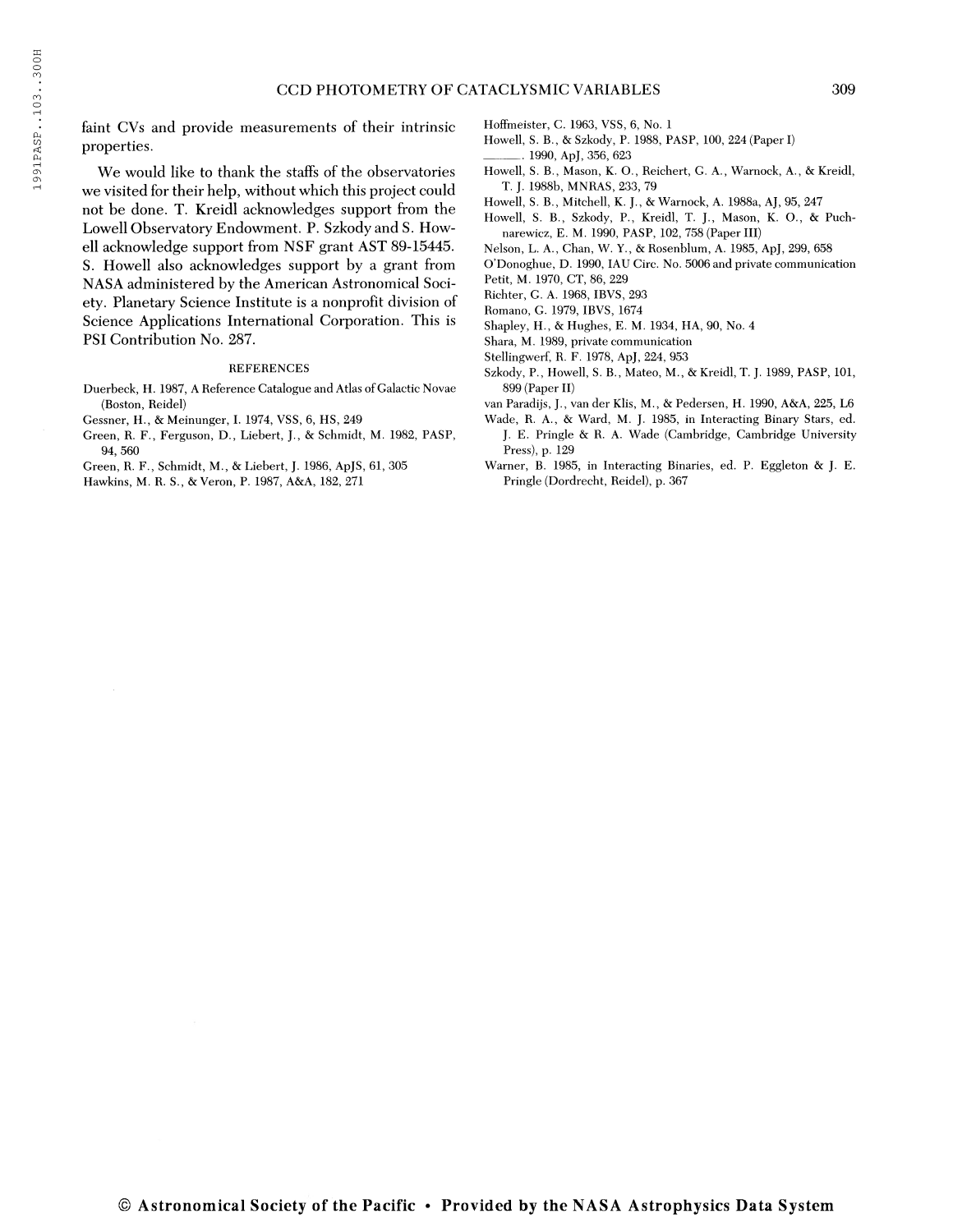faint CVs and provide measurements of their intrinsic properties.

We would like to thank the staffs of the observatories we visited for their help, without which this project could not be done. T. Kreidl acknowledges support from the Lowell Observatory Endowment. P. Szkody and S. Howell acknowledge support from NSF grant AST 89-15445. S. Howell also acknowledges support by a grant from NASA administered by the American Astronomical Society. Planetary Science Institute is a nonprofit division of Science Applications International Corporation. This is PSI Contribution No. 287.

## REFERENCES

Duerbeck, H. 1987, A Reference Catalogue and Atlas of Galactic Novae (Boston, Reidel)

Gessner, H., & Meinunger, I. 1974, VSS, 6, HS, 249

Green, R. F., Ferguson, D., Liebert, J., & Schmidt, M. 1982, PASP, 94, 560

Green, R. F., Schmidt, M., & Liebert, J. 1986, ApJS, 61, 305

Hawkins, M. R. S., & Veron, P. 1987, A&A, 182, 271

Hoffmeister, C. 1963, VSS, 6, No. 1

Howell, S. B., & Szkody, P. 1988, PASP, 100, 224 (Paper I)

———. 1990, ApJ, 356, 623

Howell, S. B., Mason, K. O., Reichert, G. A., Warnock, A., & Kreidl, T. J. 1988b, MNRAS, 233, 79

Howell, S. B., Mitchell, K. J., & Warnock, A. 1988a, AJ, 95, 247

Howell, S. B., Szkody, P., Kreidl, T. J., Mason, K. O., & Puchnarewicz, E. M. 1990, PASP, 102, 758 (Paper III)

Nelson, L. A., Chan, W. Y., & Rosenblum, A. 1985, ApJ, 299, 658

O'Donoghue, D. 1990, IAU Circ. No. 5006 and private communication

Petit, M. 1970, CT, 86, 229

Richter, G. A. 1968, IBVS, 293

Romano, G. 1979, IBVS, 1674

Shapley, H., & Hughes, E. M. 1934, HA, 90, No. 4

Shara, M. 1989, private communication

Stellingwerf, R. F. 1978, ApJ, 224, 953

Szkody, P., Howell, S. B., Mateo, M., & Kreidl, T. J. 1989, PASP, 101, 899 (Paper II)

van Paradijs, J., van der Klis, M., & Pedersen, H. 1990, A&A, 225, L6

Wade, R. A., & Ward, M. J. 1985, in Interacting Binary Stars, ed. J. E. Pringle & R. A. Wade (Cambridge, Cambridge University Press), p. 129

Warner, B. 1985, in Interacting Binaries, ed. P. Eggleton & J. E. Pringle (Dordrecht, Reidel), p. 367